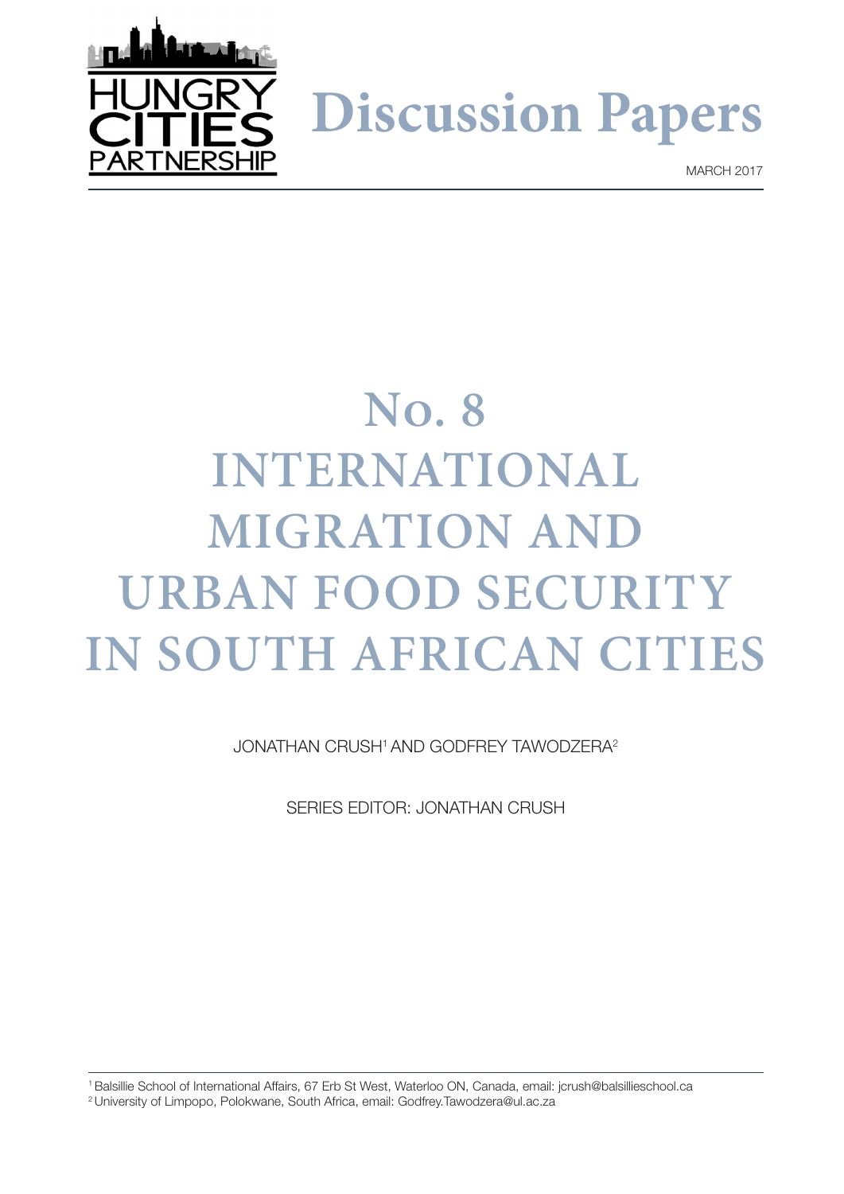HUNGRY CITIES PARTNERSHIP

# Discussion Papers

MARCH 2017

# No. 8 INTERNATIONAL MIGRATION AND URBAN FOOD SECURITY IN SOUTH AFRICAN CITIES

JONATHAN CRUSH[1] AND GODFREY TAWODZERA[2]

SERIES EDITOR: JONATHAN CRUSH

[1] Balsillie School of International Affairs, 67 Erb St West, Waterloo ON, Canada, email: jcrush@balsillieschool.ca
[2] University of Limpopo, Polokwane, South Africa, email: Godfrey.Tawodzera@ul.ac.za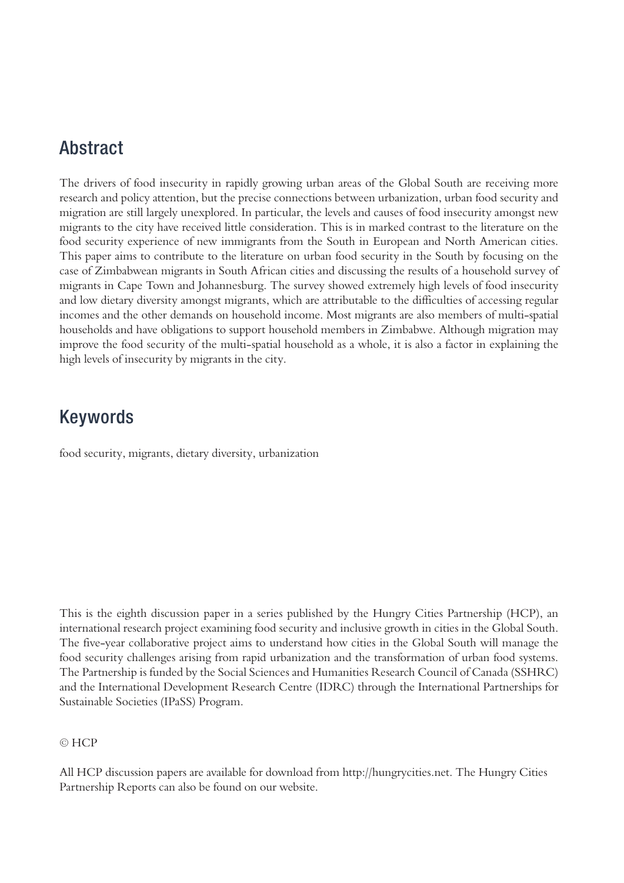## Abstract

The drivers of food insecurity in rapidly growing urban areas of the Global South are receiving more research and policy attention, but the precise connections between urbanization, urban food security and migration are still largely unexplored. In particular, the levels and causes of food insecurity amongst new migrants to the city have received little consideration. This is in marked contrast to the literature on the food security experience of new immigrants from the South in European and North American cities. This paper aims to contribute to the literature on urban food security in the South by focusing on the case of Zimbabwean migrants in South African cities and discussing the results of a household survey of migrants in Cape Town and Johannesburg. The survey showed extremely high levels of food insecurity and low dietary diversity amongst migrants, which are attributable to the difficulties of accessing regular incomes and the other demands on household income. Most migrants are also members of multi-spatial households and have obligations to support household members in Zimbabwe. Although migration may improve the food security of the multi-spatial household as a whole, it is also a factor in explaining the high levels of insecurity by migrants in the city.

## Keywords

food security, migrants, dietary diversity, urbanization

This is the eighth discussion paper in a series published by the Hungry Cities Partnership (HCP), an international research project examining food security and inclusive growth in cities in the Global South. The five-year collaborative project aims to understand how cities in the Global South will manage the food security challenges arising from rapid urbanization and the transformation of urban food systems. The Partnership is funded by the Social Sciences and Humanities Research Council of Canada (SSHRC) and the International Development Research Centre (IDRC) through the International Partnerships for Sustainable Societies (IPaSS) Program.

© HCP

All HCP discussion papers are available for download from http://hungrycities.net. The Hungry Cities Partnership Reports can also be found on our website.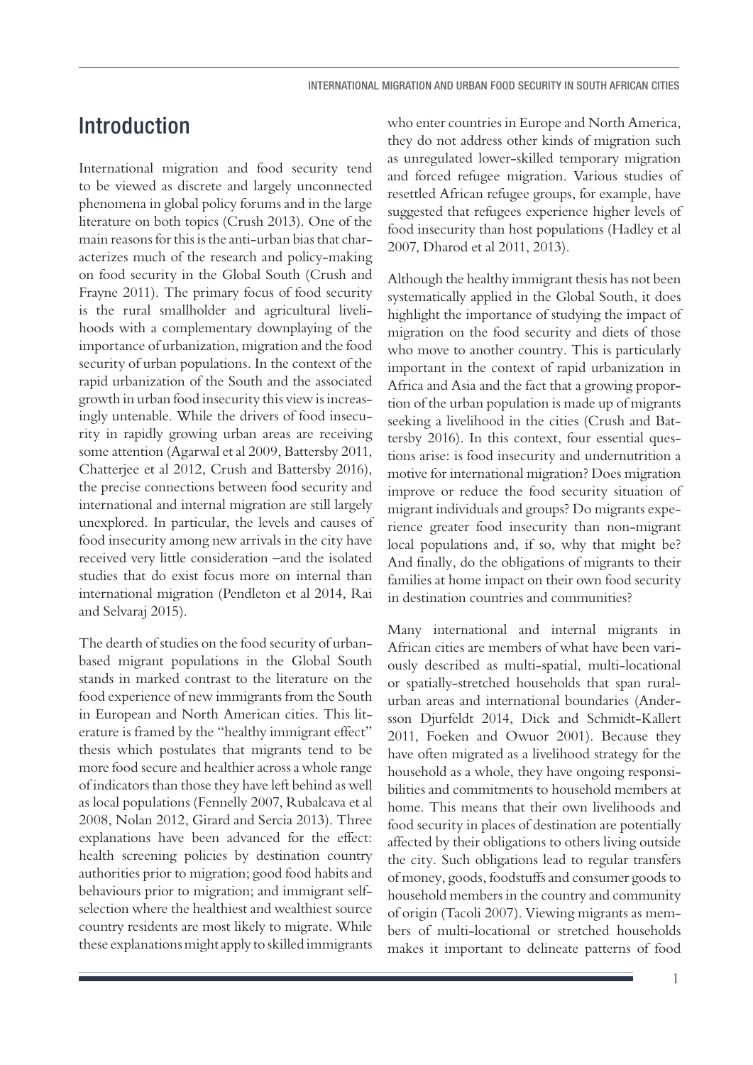## Introduction

International migration and food security tend to be viewed as discrete and largely unconnected phenomena in global policy forums and in the large literature on both topics (Crush 2013). One of the main reasons for this is the anti-urban bias that characterizes much of the research and policy-making on food security in the Global South (Crush and Frayne 2011). The primary focus of food security is the rural smallholder and agricultural livelihoods with a complementary downplaying of the importance of urbanization, migration and the food security of urban populations. In the context of the rapid urbanization of the South and the associated growth in urban food insecurity this view is increasingly untenable. While the drivers of food insecurity in rapidly growing urban areas are receiving some attention (Agarwal et al 2009, Battersby 2011, Chatterjee et al 2012, Crush and Battersby 2016), the precise connections between food security and international and internal migration are still largely unexplored. In particular, the levels and causes of food insecurity among new arrivals in the city have received very little consideration –and the isolated studies that do exist focus more on internal than international migration (Pendleton et al 2014, Rai and Selvaraj 2015).

The dearth of studies on the food security of urban-based migrant populations in the Global South stands in marked contrast to the literature on the food experience of new immigrants from the South in European and North American cities. This literature is framed by the "healthy immigrant effect" thesis which postulates that migrants tend to be more food secure and healthier across a whole range of indicators than those they have left behind as well as local populations (Fennelly 2007, Rubalcava et al 2008, Nolan 2012, Girard and Sercia 2013). Three explanations have been advanced for the effect: health screening policies by destination country authorities prior to migration; good food habits and behaviours prior to migration; and immigrant self-selection where the healthiest and wealthiest source country residents are most likely to migrate. While these explanations might apply to skilled immigrants who enter countries in Europe and North America, they do not address other kinds of migration such as unregulated lower-skilled temporary migration and forced refugee migration. Various studies of resettled African refugee groups, for example, have suggested that refugees experience higher levels of food insecurity than host populations (Hadley et al 2007, Dharod et al 2011, 2013).

Although the healthy immigrant thesis has not been systematically applied in the Global South, it does highlight the importance of studying the impact of migration on the food security and diets of those who move to another country. This is particularly important in the context of rapid urbanization in Africa and Asia and the fact that a growing proportion of the urban population is made up of migrants seeking a livelihood in the cities (Crush and Battersby 2016). In this context, four essential questions arise: is food insecurity and undernutrition a motive for international migration? Does migration improve or reduce the food security situation of migrant individuals and groups? Do migrants experience greater food insecurity than non-migrant local populations and, if so, why that might be? And finally, do the obligations of migrants to their families at home impact on their own food security in destination countries and communities?

Many international and internal migrants in African cities are members of what have been variously described as multi-spatial, multi-locational or spatially-stretched households that span rural-urban areas and international boundaries (Andersson Djurfeldt 2014, Dick and Schmidt-Kallert 2011, Foeken and Owuor 2001). Because they have often migrated as a livelihood strategy for the household as a whole, they have ongoing responsibilities and commitments to household members at home. This means that their own livelihoods and food security in places of destination are potentially affected by their obligations to others living outside the city. Such obligations lead to regular transfers of money, goods, foodstuffs and consumer goods to household members in the country and community of origin (Tacoli 2007). Viewing migrants as members of multi-locational or stretched households makes it important to delineate patterns of food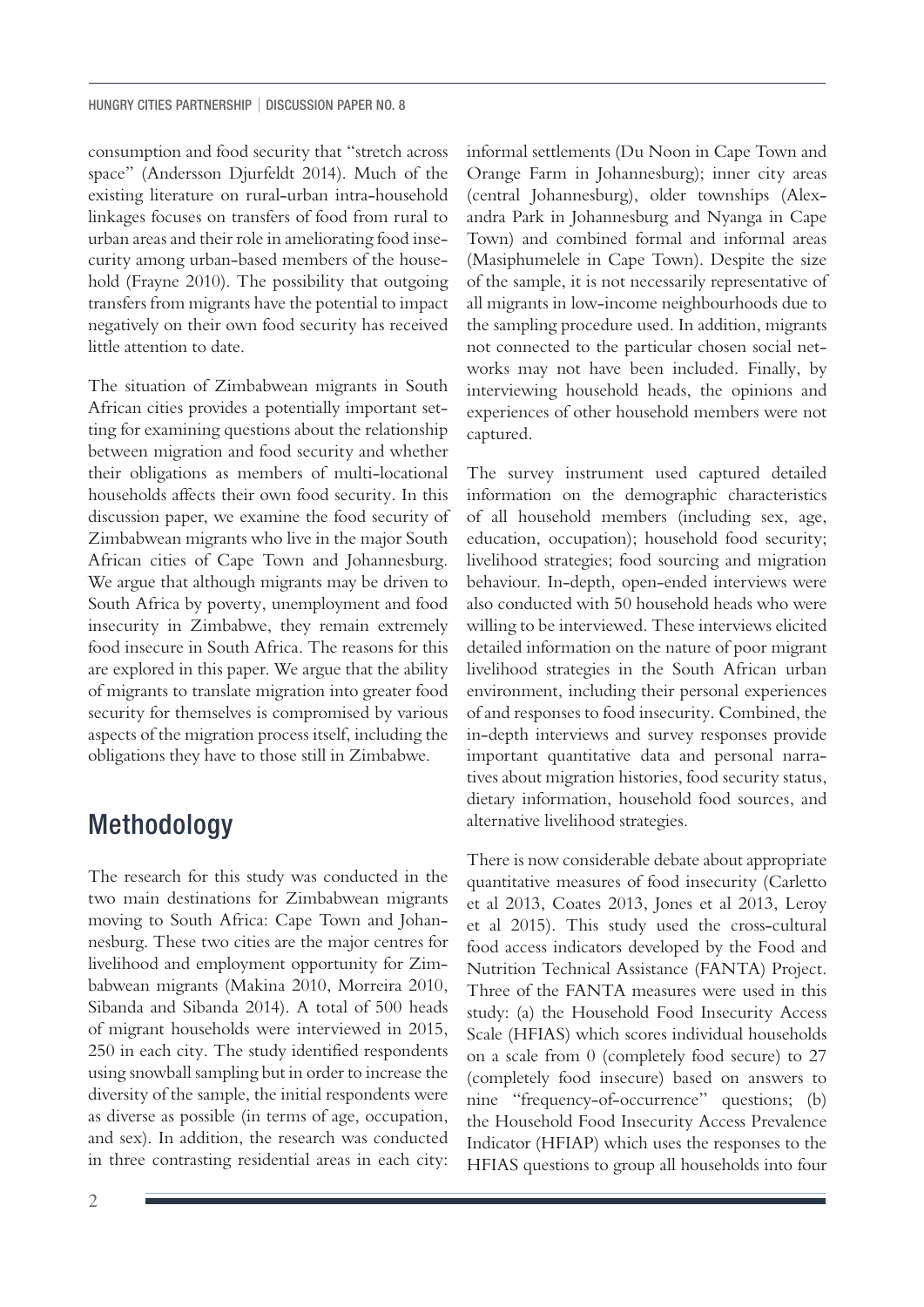consumption and food security that "stretch across space" (Andersson Djurfeldt 2014). Much of the existing literature on rural-urban intra-household linkages focuses on transfers of food from rural to urban areas and their role in ameliorating food insecurity among urban-based members of the household (Frayne 2010). The possibility that outgoing transfers from migrants have the potential to impact negatively on their own food security has received little attention to date.

The situation of Zimbabwean migrants in South African cities provides a potentially important setting for examining questions about the relationship between migration and food security and whether their obligations as members of multi-locational households affects their own food security. In this discussion paper, we examine the food security of Zimbabwean migrants who live in the major South African cities of Cape Town and Johannesburg. We argue that although migrants may be driven to South Africa by poverty, unemployment and food insecurity in Zimbabwe, they remain extremely food insecure in South Africa. The reasons for this are explored in this paper. We argue that the ability of migrants to translate migration into greater food security for themselves is compromised by various aspects of the migration process itself, including the obligations they have to those still in Zimbabwe.

## Methodology

The research for this study was conducted in the two main destinations for Zimbabwean migrants moving to South Africa: Cape Town and Johannesburg. These two cities are the major centres for livelihood and employment opportunity for Zimbabwean migrants (Makina 2010, Morreira 2010, Sibanda and Sibanda 2014). A total of 500 heads of migrant households were interviewed in 2015, 250 in each city. The study identified respondents using snowball sampling but in order to increase the diversity of the sample, the initial respondents were as diverse as possible (in terms of age, occupation, and sex). In addition, the research was conducted in three contrasting residential areas in each city: informal settlements (Du Noon in Cape Town and Orange Farm in Johannesburg); inner city areas (central Johannesburg), older townships (Alexandra Park in Johannesburg and Nyanga in Cape Town) and combined formal and informal areas (Masiphumelele in Cape Town). Despite the size of the sample, it is not necessarily representative of all migrants in low-income neighbourhoods due to the sampling procedure used. In addition, migrants not connected to the particular chosen social networks may not have been included. Finally, by interviewing household heads, the opinions and experiences of other household members were not captured.

The survey instrument used captured detailed information on the demographic characteristics of all household members (including sex, age, education, occupation); household food security; livelihood strategies; food sourcing and migration behaviour. In-depth, open-ended interviews were also conducted with 50 household heads who were willing to be interviewed. These interviews elicited detailed information on the nature of poor migrant livelihood strategies in the South African urban environment, including their personal experiences of and responses to food insecurity. Combined, the in-depth interviews and survey responses provide important quantitative data and personal narratives about migration histories, food security status, dietary information, household food sources, and alternative livelihood strategies.

There is now considerable debate about appropriate quantitative measures of food insecurity (Carletto et al 2013, Coates 2013, Jones et al 2013, Leroy et al 2015). This study used the cross-cultural food access indicators developed by the Food and Nutrition Technical Assistance (FANTA) Project. Three of the FANTA measures were used in this study: (a) the Household Food Insecurity Access Scale (HFIAS) which scores individual households on a scale from 0 (completely food secure) to 27 (completely food insecure) based on answers to nine "frequency-of-occurrence" questions; (b) the Household Food Insecurity Access Prevalence Indicator (HFIAP) which uses the responses to the HFIAS questions to group all households into four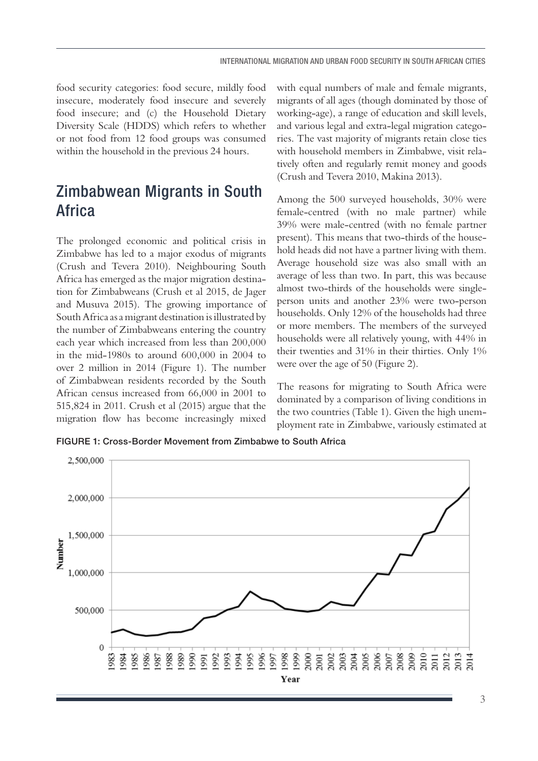food security categories: food secure, mildly food insecure, moderately food insecure and severely food insecure; and (c) the Household Dietary Diversity Scale (HDDS) which refers to whether or not food from 12 food groups was consumed within the household in the previous 24 hours.

## Zimbabwean Migrants in South Africa

The prolonged economic and political crisis in Zimbabwe has led to a major exodus of migrants (Crush and Tevera 2010). Neighbouring South Africa has emerged as the major migration destination for Zimbabweans (Crush et al 2015, de Jager and Musuva 2015). The growing importance of South Africa as a migrant destination is illustrated by the number of Zimbabweans entering the country each year which increased from less than 200,000 in the mid-1980s to around 600,000 in 2004 to over 2 million in 2014 (Figure 1). The number of Zimbabwean residents recorded by the South African census increased from 66,000 in 2001 to 515,824 in 2011. Crush et al (2015) argue that the migration flow has become increasingly mixed with equal numbers of male and female migrants, migrants of all ages (though dominated by those of working-age), a range of education and skill levels, and various legal and extra-legal migration categories. The vast majority of migrants retain close ties with household members in Zimbabwe, visit relatively often and regularly remit money and goods (Crush and Tevera 2010, Makina 2013).

Among the 500 surveyed households, 30% were female-centred (with no male partner) while 39% were male-centred (with no female partner present). This means that two-thirds of the household heads did not have a partner living with them. Average household size was also small with an average of less than two. In part, this was because almost two-thirds of the households were single-person units and another 23% were two-person households. Only 12% of the households had three or more members. The members of the surveyed households were all relatively young, with 44% in their twenties and 31% in their thirties. Only 1% were over the age of 50 (Figure 2).

The reasons for migrating to South Africa were dominated by a comparison of living conditions in the two countries (Table 1). Given the high unemployment rate in Zimbabwe, variously estimated at

**FIGURE 1: Cross-Border Movement from Zimbabwe to South Africa**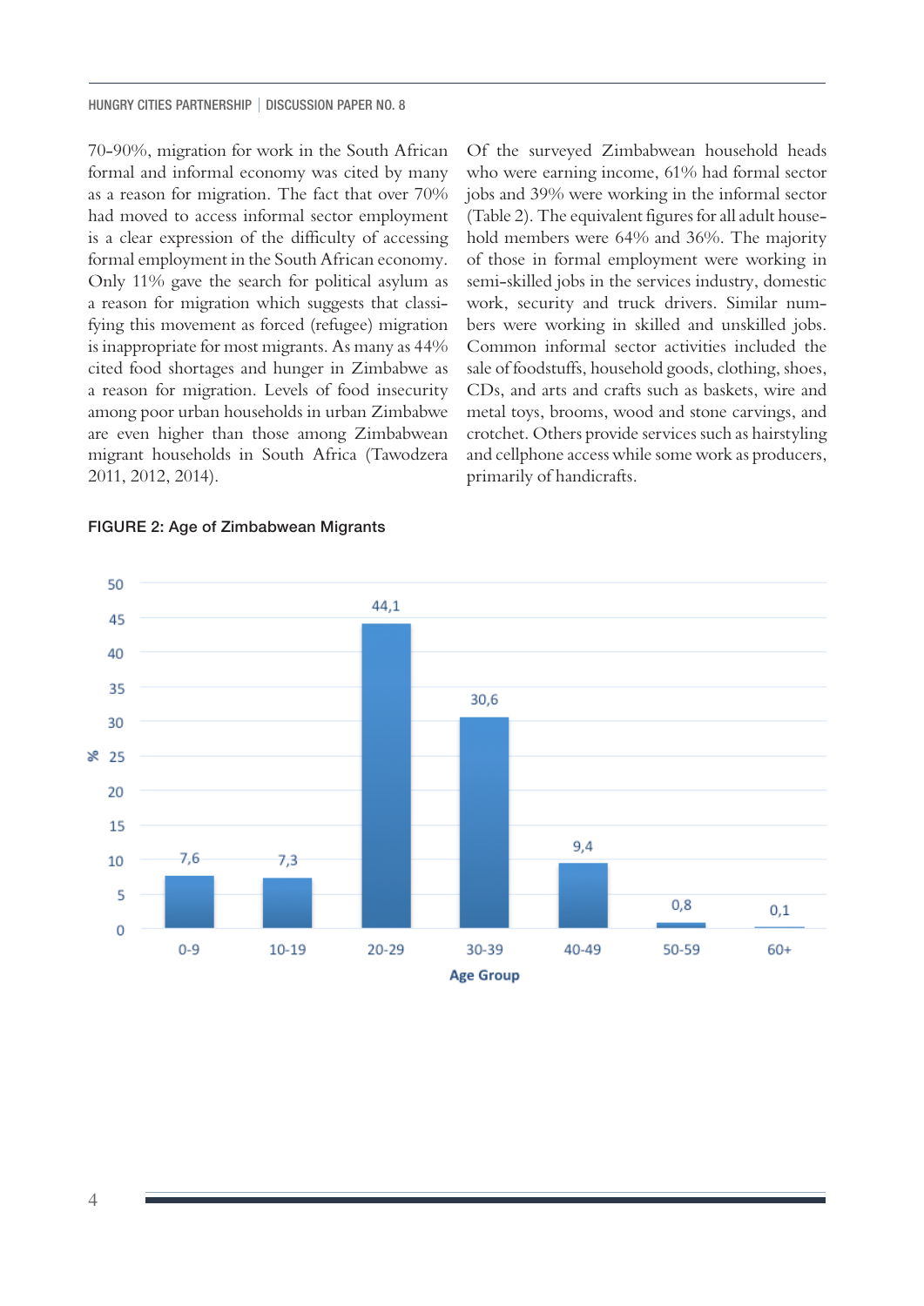70-90%, migration for work in the South African formal and informal economy was cited by many as a reason for migration. The fact that over 70% had moved to access informal sector employment is a clear expression of the difficulty of accessing formal employment in the South African economy. Only 11% gave the search for political asylum as a reason for migration which suggests that classifying this movement as forced (refugee) migration is inappropriate for most migrants. As many as 44% cited food shortages and hunger in Zimbabwe as a reason for migration. Levels of food insecurity among poor urban households in urban Zimbabwe are even higher than those among Zimbabwean migrant households in South Africa (Tawodzera 2011, 2012, 2014).

Of the surveyed Zimbabwean household heads who were earning income, 61% had formal sector jobs and 39% were working in the informal sector (Table 2). The equivalent figures for all adult household members were 64% and 36%. The majority of those in formal employment were working in semi-skilled jobs in the services industry, domestic work, security and truck drivers. Similar numbers were working in skilled and unskilled jobs. Common informal sector activities included the sale of foodstuffs, household goods, clothing, shoes, CDs, and arts and crafts such as baskets, wire and metal toys, brooms, wood and stone carvings, and crotchet. Others provide services such as hairstyling and cellphone access while some work as producers, primarily of handicrafts.

FIGURE 2: Age of Zimbabwean Migrants

| Age Group | % |
|---|---|
| 0-9 | 7,6 |
| 10-19 | 7,3 |
| 20-29 | 44,1 |
| 30-39 | 30,6 |
| 40-49 | 9,4 |
| 50-59 | 0,8 |
| 60+ | 0,1 |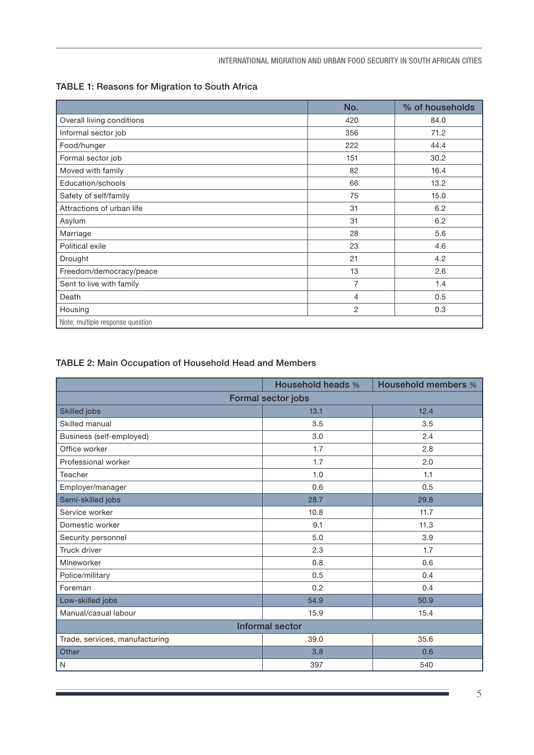TABLE 1: Reasons for Migration to South Africa

| | No. | % of households |
|---|---|---|
| Overall living conditions | 420 | 84.0 |
| Informal sector job | 356 | 71.2 |
| Food/hunger | 222 | 44.4 |
| Formal sector job | 151 | 30.2 |
| Moved with family | 82 | 16.4 |
| Education/schools | 66 | 13.2 |
| Safety of self/family | 75 | 15.0 |
| Attractions of urban life | 31 | 6.2 |
| Asylum | 31 | 6.2 |
| Marriage | 28 | 5.6 |
| Political exile | 23 | 4.6 |
| Drought | 21 | 4.2 |
| Freedom/democracy/peace | 13 | 2.6 |
| Sent to live with family | 7 | 1.4 |
| Death | 4 | 0.5 |
| Housing | 2 | 0.3 |
| Note: multiple response question | | |

TABLE 2: Main Occupation of Household Head and Members

| | Household heads % | Household members % |
|---|---|---|
| **Formal sector jobs** | | |
| Skilled jobs | 13.1 | 12.4 |
| Skilled manual | 3.5 | 3.5 |
| Business (self-employed) | 3.0 | 2.4 |
| Office worker | 1.7 | 2.8 |
| Professional worker | 1.7 | 2.0 |
| Teacher | 1.0 | 1.1 |
| Employer/manager | 0.6 | 0.5 |
| Semi-skilled jobs | 28.7 | 29.8 |
| Service worker | 10.8 | 11.7 |
| Domestic worker | 9.1 | 11.3 |
| Security personnel | 5.0 | 3.9 |
| Truck driver | 2.3 | 1.7 |
| Mineworker | 0.8 | 0.6 |
| Police/military | 0.5 | 0.4 |
| Foreman | 0.2 | 0.4 |
| Low-skilled jobs | 54.9 | 50.9 |
| Manual/casual labour | 15.9 | 15.4 |
| **Informal sector** | | |
| Trade, services, manufacturing | 39.0 | 35.6 |
| Other | 3.8 | 0.6 |
| N | 397 | 540 |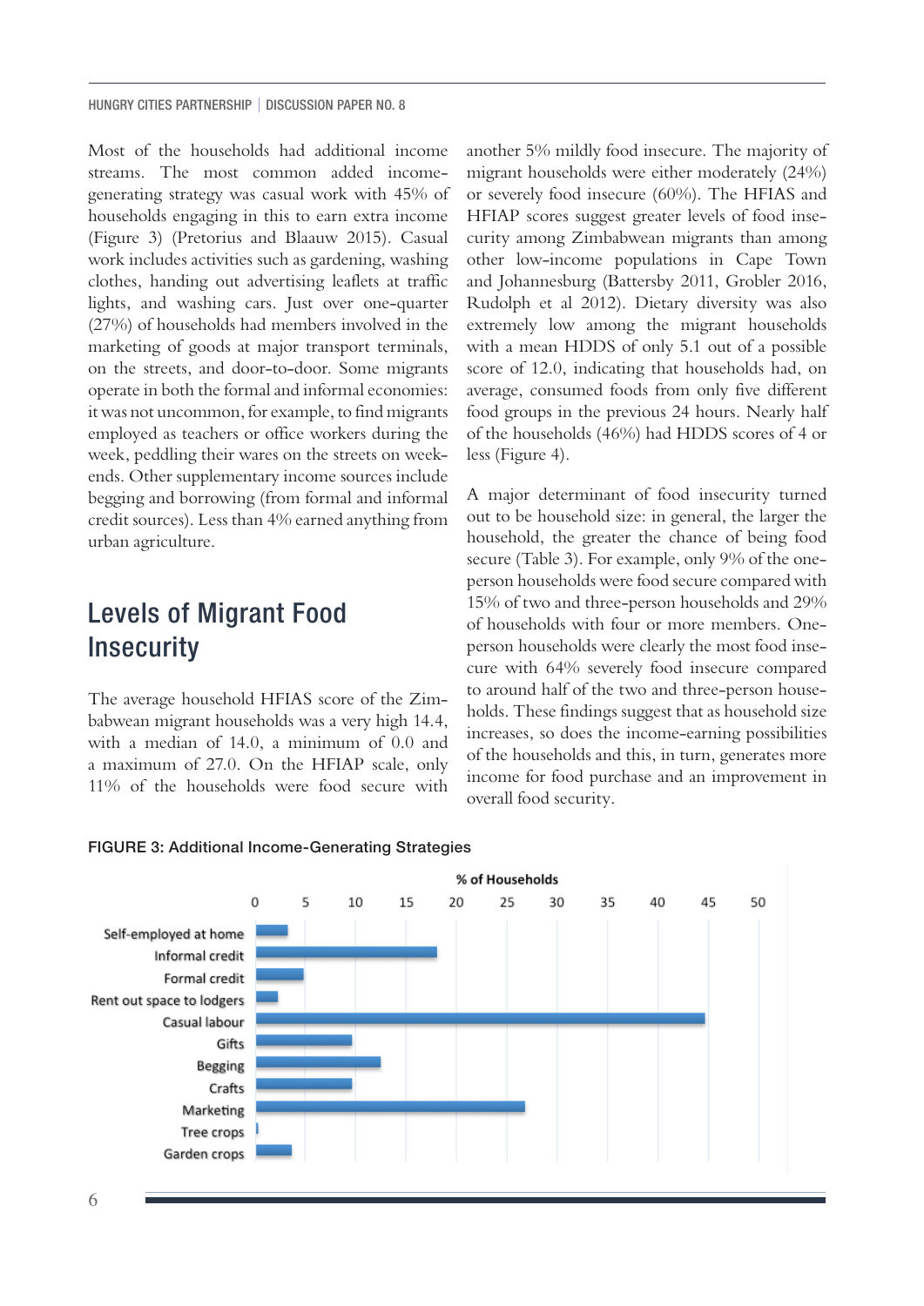Most of the households had additional income streams. The most common added income-generating strategy was casual work with 45% of households engaging in this to earn extra income (Figure 3) (Pretorius and Blaauw 2015). Casual work includes activities such as gardening, washing clothes, handing out advertising leaflets at traffic lights, and washing cars. Just over one-quarter (27%) of households had members involved in the marketing of goods at major transport terminals, on the streets, and door-to-door. Some migrants operate in both the formal and informal economies: it was not uncommon, for example, to find migrants employed as teachers or office workers during the week, peddling their wares on the streets on weekends. Other supplementary income sources include begging and borrowing (from formal and informal credit sources). Less than 4% earned anything from urban agriculture.

## Levels of Migrant Food Insecurity

The average household HFIAS score of the Zimbabwean migrant households was a very high 14.4, with a median of 14.0, a minimum of 0.0 and a maximum of 27.0. On the HFIAP scale, only 11% of the households were food secure with another 5% mildly food insecure. The majority of migrant households were either moderately (24%) or severely food insecure (60%). The HFIAS and HFIAP scores suggest greater levels of food insecurity among Zimbabwean migrants than among other low-income populations in Cape Town and Johannesburg (Battersby 2011, Grobler 2016, Rudolph et al 2012). Dietary diversity was also extremely low among the migrant households with a mean HDDS of only 5.1 out of a possible score of 12.0, indicating that households had, on average, consumed foods from only five different food groups in the previous 24 hours. Nearly half of the households (46%) had HDDS scores of 4 or less (Figure 4).

A major determinant of food insecurity turned out to be household size: in general, the larger the household, the greater the chance of being food secure (Table 3). For example, only 9% of the one-person households were food secure compared with 15% of two and three-person households and 29% of households with four or more members. One-person households were clearly the most food insecure with 64% severely food insecure compared to around half of the two and three-person households. These findings suggest that as household size increases, so does the income-earning possibilities of the households and this, in turn, generates more income for food purchase and an improvement in overall food security.

FIGURE 3: Additional Income-Generating Strategies

| Strategy | % of Households |
|---|---|
| Self-employed at home | ~3 |
| Informal credit | ~18 |
| Formal credit | ~5 |
| Rent out space to lodgers | ~2 |
| Casual labour | ~45 |
| Gifts | ~10 |
| Begging | ~12 |
| Crafts | ~10 |
| Marketing | ~27 |
| Tree crops | ~0 |
| Garden crops | ~4 |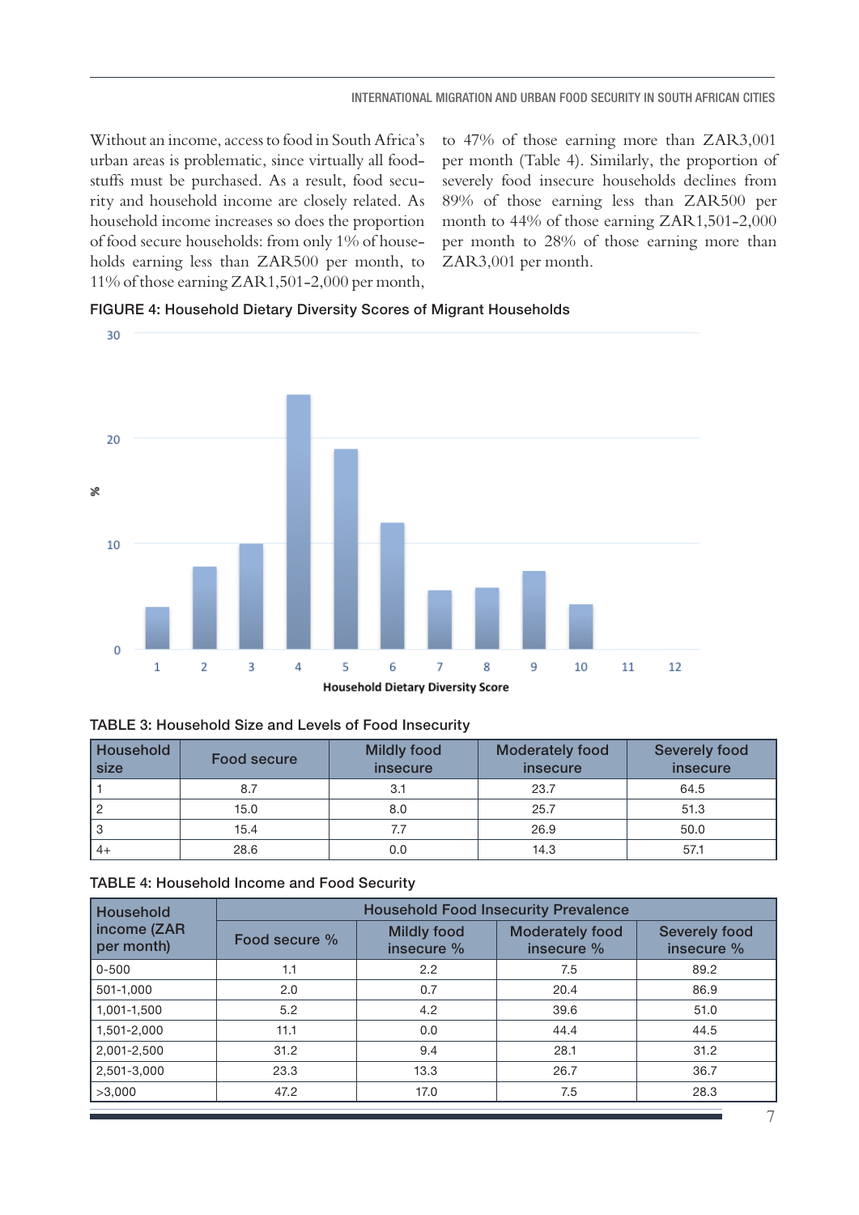Without an income, access to food in South Africa's urban areas is problematic, since virtually all foodstuffs must be purchased. As a result, food security and household income are closely related. As household income increases so does the proportion of food secure households: from only 1% of households earning less than ZAR500 per month, to 11% of those earning ZAR1,501-2,000 per month, to 47% of those earning more than ZAR3,001 per month (Table 4). Similarly, the proportion of severely food insecure households declines from 89% of those earning less than ZAR500 per month to 44% of those earning ZAR1,501-2,000 per month to 28% of those earning more than ZAR3,001 per month.

**FIGURE 4: Household Dietary Diversity Scores of Migrant Households**

**TABLE 3: Household Size and Levels of Food Insecurity**

| Household size | Food secure | Mildly food insecure | Moderately food insecure | Severely food insecure |
|---|---|---|---|---|
| 1 | 8.7 | 3.1 | 23.7 | 64.5 |
| 2 | 15.0 | 8.0 | 25.7 | 51.3 |
| 3 | 15.4 | 7.7 | 26.9 | 50.0 |
| 4+ | 28.6 | 0.0 | 14.3 | 57.1 |

**TABLE 4: Household Income and Food Security**

| Household income (ZAR per month) | Household Food Insecurity Prevalence | | | |
|---|---|---|---|---|
| | Food secure % | Mildly food insecure % | Moderately food insecure % | Severely food insecure % |
| 0-500 | 1.1 | 2.2 | 7.5 | 89.2 |
| 501-1,000 | 2.0 | 0.7 | 20.4 | 86.9 |
| 1,001-1,500 | 5.2 | 4.2 | 39.6 | 51.0 |
| 1,501-2,000 | 11.1 | 0.0 | 44.4 | 44.5 |
| 2,001-2,500 | 31.2 | 9.4 | 28.1 | 31.2 |
| 2,501-3,000 | 23.3 | 13.3 | 26.7 | 36.7 |
| >3,000 | 47.2 | 17.0 | 7.5 | 28.3 |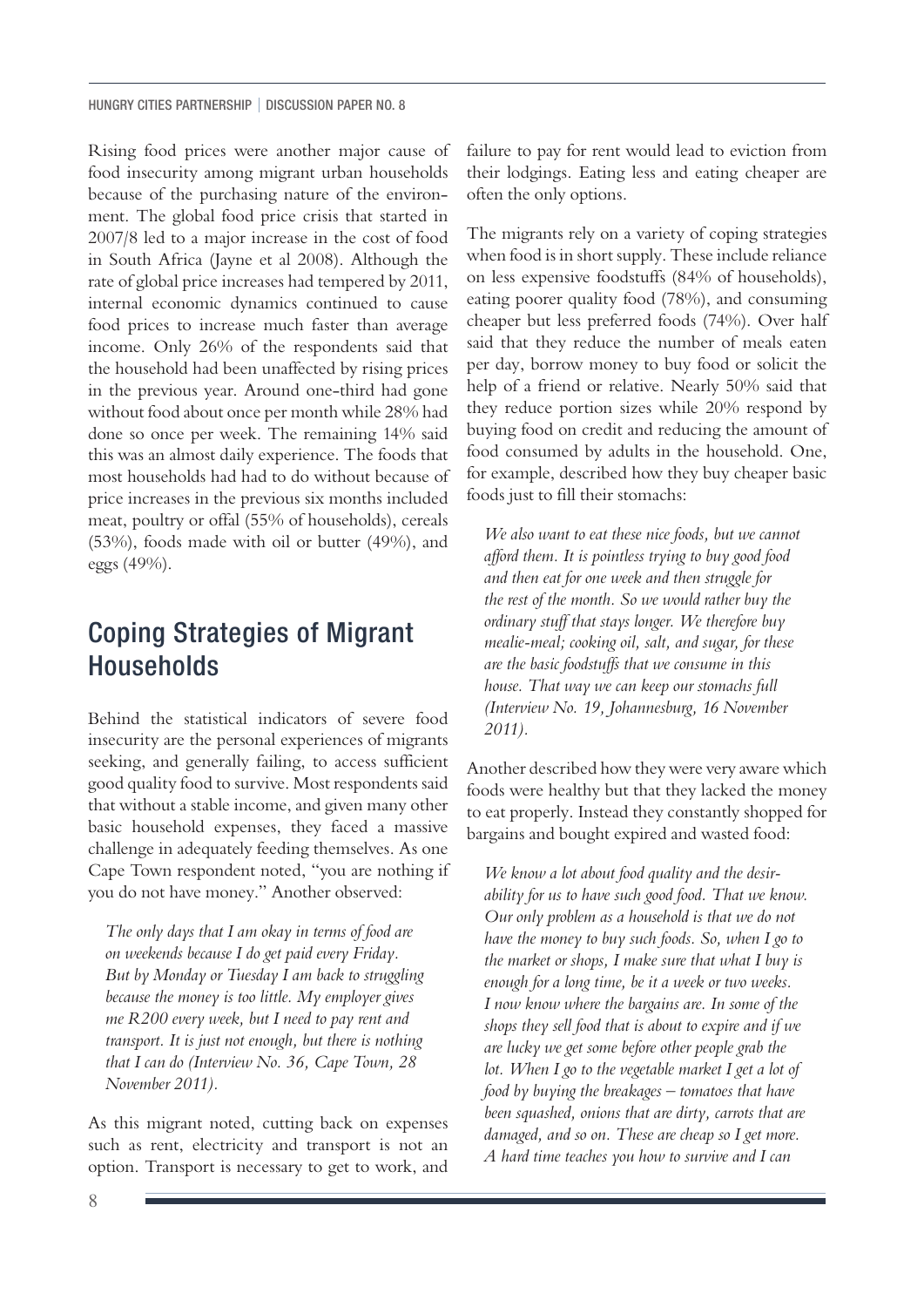Rising food prices were another major cause of food insecurity among migrant urban households because of the purchasing nature of the environment. The global food price crisis that started in 2007/8 led to a major increase in the cost of food in South Africa (Jayne et al 2008). Although the rate of global price increases had tempered by 2011, internal economic dynamics continued to cause food prices to increase much faster than average income. Only 26% of the respondents said that the household had been unaffected by rising prices in the previous year. Around one-third had gone without food about once per month while 28% had done so once per week. The remaining 14% said this was an almost daily experience. The foods that most households had had to do without because of price increases in the previous six months included meat, poultry or offal (55% of households), cereals (53%), foods made with oil or butter (49%), and eggs (49%).

## Coping Strategies of Migrant Households

Behind the statistical indicators of severe food insecurity are the personal experiences of migrants seeking, and generally failing, to access sufficient good quality food to survive. Most respondents said that without a stable income, and given many other basic household expenses, they faced a massive challenge in adequately feeding themselves. As one Cape Town respondent noted, "you are nothing if you do not have money." Another observed:

> *The only days that I am okay in terms of food are on weekends because I do get paid every Friday. But by Monday or Tuesday I am back to struggling because the money is too little. My employer gives me R200 every week, but I need to pay rent and transport. It is just not enough, but there is nothing that I can do (Interview No. 36, Cape Town, 28 November 2011).*

As this migrant noted, cutting back on expenses such as rent, electricity and transport is not an option. Transport is necessary to get to work, and failure to pay for rent would lead to eviction from their lodgings. Eating less and eating cheaper are often the only options.

The migrants rely on a variety of coping strategies when food is in short supply. These include reliance on less expensive foodstuffs (84% of households), eating poorer quality food (78%), and consuming cheaper but less preferred foods (74%). Over half said that they reduce the number of meals eaten per day, borrow money to buy food or solicit the help of a friend or relative. Nearly 50% said that they reduce portion sizes while 20% respond by buying food on credit and reducing the amount of food consumed by adults in the household. One, for example, described how they buy cheaper basic foods just to fill their stomachs:

> *We also want to eat these nice foods, but we cannot afford them. It is pointless trying to buy good food and then eat for one week and then struggle for the rest of the month. So we would rather buy the ordinary stuff that stays longer. We therefore buy mealie-meal; cooking oil, salt, and sugar, for these are the basic foodstuffs that we consume in this house. That way we can keep our stomachs full (Interview No. 19, Johannesburg, 16 November 2011).*

Another described how they were very aware which foods were healthy but that they lacked the money to eat properly. Instead they constantly shopped for bargains and bought expired and wasted food:

> *We know a lot about food quality and the desirability for us to have such good food. That we know. Our only problem as a household is that we do not have the money to buy such foods. So, when I go to the market or shops, I make sure that what I buy is enough for a long time, be it a week or two weeks. I now know where the bargains are. In some of the shops they sell food that is about to expire and if we are lucky we get some before other people grab the lot. When I go to the vegetable market I get a lot of food by buying the breakages – tomatoes that have been squashed, onions that are dirty, carrots that are damaged, and so on. These are cheap so I get more. A hard time teaches you how to survive and I can*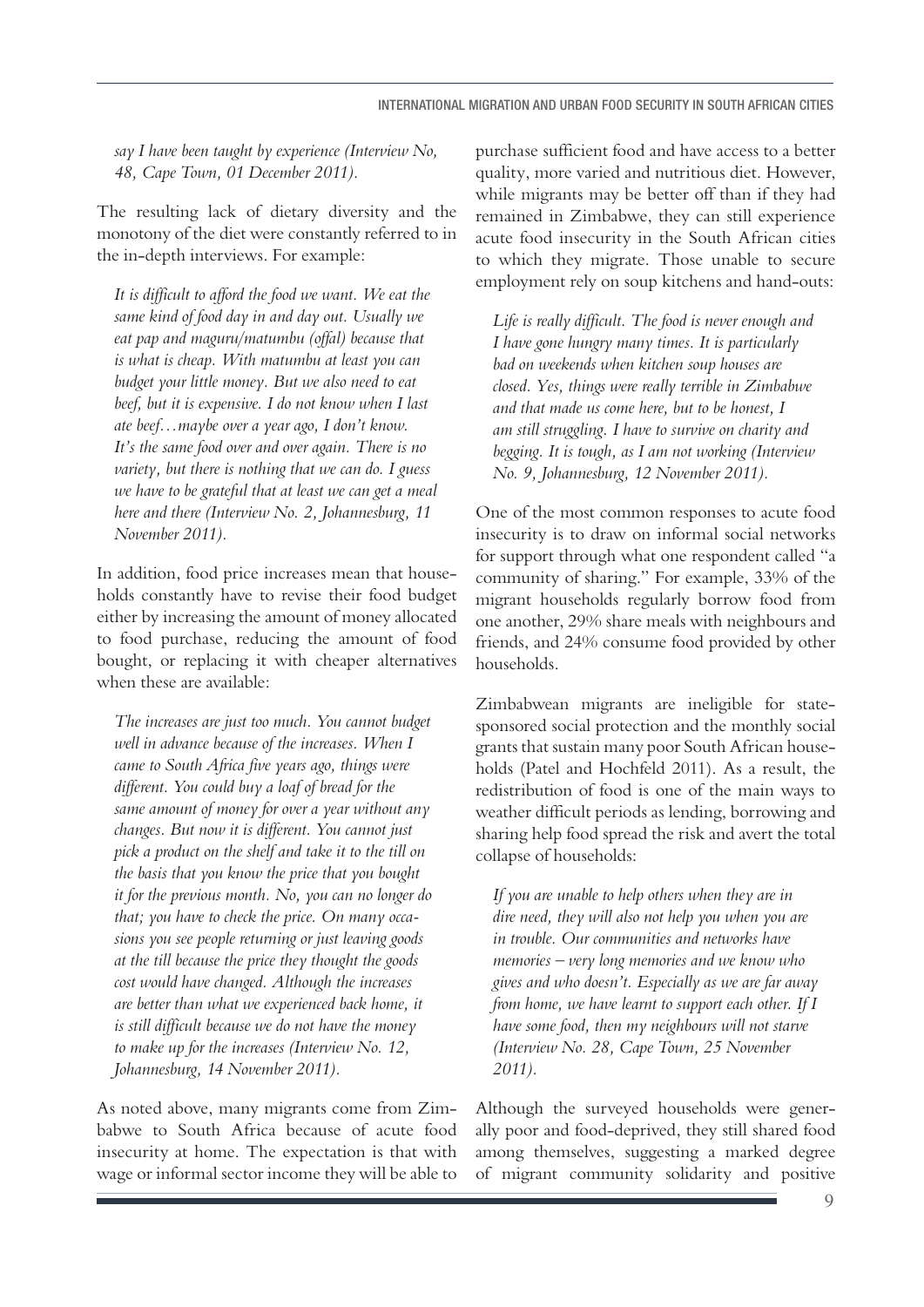*say I have been taught by experience (Interview No, 48, Cape Town, 01 December 2011).*

The resulting lack of dietary diversity and the monotony of the diet were constantly referred to in the in-depth interviews. For example:

> *It is difficult to afford the food we want. We eat the same kind of food day in and day out. Usually we eat pap and maguru/matumbu (offal) because that is what is cheap. With matumbu at least you can budget your little money. But we also need to eat beef, but it is expensive. I do not know when I last ate beef…maybe over a year ago, I don't know. It's the same food over and over again. There is no variety, but there is nothing that we can do. I guess we have to be grateful that at least we can get a meal here and there (Interview No. 2, Johannesburg, 11 November 2011).*

In addition, food price increases mean that households constantly have to revise their food budget either by increasing the amount of money allocated to food purchase, reducing the amount of food bought, or replacing it with cheaper alternatives when these are available:

> *The increases are just too much. You cannot budget well in advance because of the increases. When I came to South Africa five years ago, things were different. You could buy a loaf of bread for the same amount of money for over a year without any changes. But now it is different. You cannot just pick a product on the shelf and take it to the till on the basis that you know the price that you bought it for the previous month. No, you can no longer do that; you have to check the price. On many occasions you see people returning or just leaving goods at the till because the price they thought the goods cost would have changed. Although the increases are better than what we experienced back home, it is still difficult because we do not have the money to make up for the increases (Interview No. 12, Johannesburg, 14 November 2011).*

As noted above, many migrants come from Zimbabwe to South Africa because of acute food insecurity at home. The expectation is that with wage or informal sector income they will be able to purchase sufficient food and have access to a better quality, more varied and nutritious diet. However, while migrants may be better off than if they had remained in Zimbabwe, they can still experience acute food insecurity in the South African cities to which they migrate. Those unable to secure employment rely on soup kitchens and hand-outs:

> *Life is really difficult. The food is never enough and I have gone hungry many times. It is particularly bad on weekends when kitchen soup houses are closed. Yes, things were really terrible in Zimbabwe and that made us come here, but to be honest, I am still struggling. I have to survive on charity and begging. It is tough, as I am not working (Interview No. 9, Johannesburg, 12 November 2011).*

One of the most common responses to acute food insecurity is to draw on informal social networks for support through what one respondent called "a community of sharing." For example, 33% of the migrant households regularly borrow food from one another, 29% share meals with neighbours and friends, and 24% consume food provided by other households.

Zimbabwean migrants are ineligible for state-sponsored social protection and the monthly social grants that sustain many poor South African households (Patel and Hochfeld 2011). As a result, the redistribution of food is one of the main ways to weather difficult periods as lending, borrowing and sharing help food spread the risk and avert the total collapse of households:

> *If you are unable to help others when they are in dire need, they will also not help you when you are in trouble. Our communities and networks have memories – very long memories and we know who gives and who doesn't. Especially as we are far away from home, we have learnt to support each other. If I have some food, then my neighbours will not starve (Interview No. 28, Cape Town, 25 November 2011).*

Although the surveyed households were generally poor and food-deprived, they still shared food among themselves, suggesting a marked degree of migrant community solidarity and positive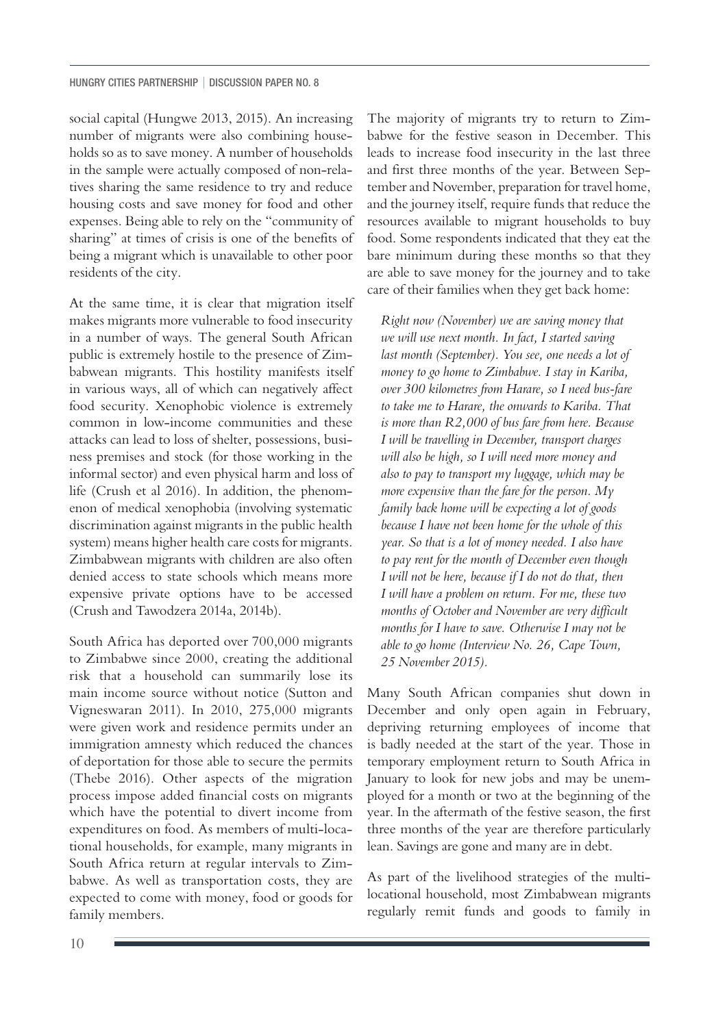social capital (Hungwe 2013, 2015). An increasing number of migrants were also combining households so as to save money. A number of households in the sample were actually composed of non-relatives sharing the same residence to try and reduce housing costs and save money for food and other expenses. Being able to rely on the "community of sharing" at times of crisis is one of the benefits of being a migrant which is unavailable to other poor residents of the city.

At the same time, it is clear that migration itself makes migrants more vulnerable to food insecurity in a number of ways. The general South African public is extremely hostile to the presence of Zimbabwean migrants. This hostility manifests itself in various ways, all of which can negatively affect food security. Xenophobic violence is extremely common in low-income communities and these attacks can lead to loss of shelter, possessions, business premises and stock (for those working in the informal sector) and even physical harm and loss of life (Crush et al 2016). In addition, the phenomenon of medical xenophobia (involving systematic discrimination against migrants in the public health system) means higher health care costs for migrants. Zimbabwean migrants with children are also often denied access to state schools which means more expensive private options have to be accessed (Crush and Tawodzera 2014a, 2014b).

South Africa has deported over 700,000 migrants to Zimbabwe since 2000, creating the additional risk that a household can summarily lose its main income source without notice (Sutton and Vigneswaran 2011). In 2010, 275,000 migrants were given work and residence permits under an immigration amnesty which reduced the chances of deportation for those able to secure the permits (Thebe 2016). Other aspects of the migration process impose added financial costs on migrants which have the potential to divert income from expenditures on food. As members of multi-locational households, for example, many migrants in South Africa return at regular intervals to Zimbabwe. As well as transportation costs, they are expected to come with money, food or goods for family members.

The majority of migrants try to return to Zimbabwe for the festive season in December. This leads to increase food insecurity in the last three and first three months of the year. Between September and November, preparation for travel home, and the journey itself, require funds that reduce the resources available to migrant households to buy food. Some respondents indicated that they eat the bare minimum during these months so that they are able to save money for the journey and to take care of their families when they get back home:

> *Right now (November) we are saving money that we will use next month. In fact, I started saving last month (September). You see, one needs a lot of money to go home to Zimbabwe. I stay in Kariba, over 300 kilometres from Harare, so I need bus-fare to take me to Harare, the onwards to Kariba. That is more than R2,000 of bus fare from here. Because I will be travelling in December, transport charges will also be high, so I will need more money and also to pay to transport my luggage, which may be more expensive than the fare for the person. My family back home will be expecting a lot of goods because I have not been home for the whole of this year. So that is a lot of money needed. I also have to pay rent for the month of December even though I will not be here, because if I do not do that, then I will have a problem on return. For me, these two months of October and November are very difficult months for I have to save. Otherwise I may not be able to go home (Interview No. 26, Cape Town, 25 November 2015).*

Many South African companies shut down in December and only open again in February, depriving returning employees of income that is badly needed at the start of the year. Those in temporary employment return to South Africa in January to look for new jobs and may be unemployed for a month or two at the beginning of the year. In the aftermath of the festive season, the first three months of the year are therefore particularly lean. Savings are gone and many are in debt.

As part of the livelihood strategies of the multi-locational household, most Zimbabwean migrants regularly remit funds and goods to family in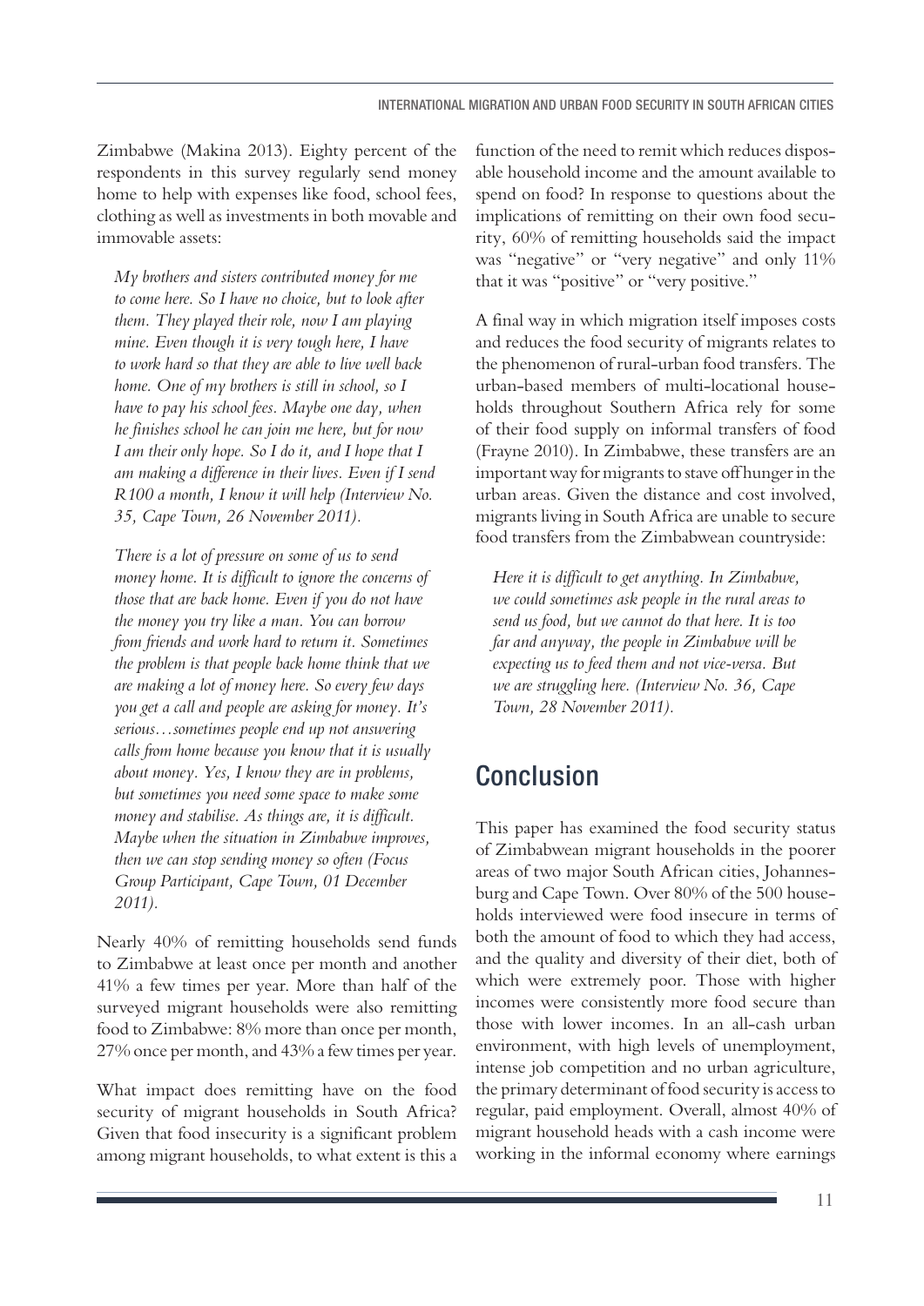Zimbabwe (Makina 2013). Eighty percent of the respondents in this survey regularly send money home to help with expenses like food, school fees, clothing as well as investments in both movable and immovable assets:

> *My brothers and sisters contributed money for me to come here. So I have no choice, but to look after them. They played their role, now I am playing mine. Even though it is very tough here, I have to work hard so that they are able to live well back home. One of my brothers is still in school, so I have to pay his school fees. Maybe one day, when he finishes school he can join me here, but for now I am their only hope. So I do it, and I hope that I am making a difference in their lives. Even if I send R100 a month, I know it will help (Interview No. 35, Cape Town, 26 November 2011).*

> *There is a lot of pressure on some of us to send money home. It is difficult to ignore the concerns of those that are back home. Even if you do not have the money you try like a man. You can borrow from friends and work hard to return it. Sometimes the problem is that people back home think that we are making a lot of money here. So every few days you get a call and people are asking for money. It's serious…sometimes people end up not answering calls from home because you know that it is usually about money. Yes, I know they are in problems, but sometimes you need some space to make some money and stabilise. As things are, it is difficult. Maybe when the situation in Zimbabwe improves, then we can stop sending money so often (Focus Group Participant, Cape Town, 01 December 2011).*

Nearly 40% of remitting households send funds to Zimbabwe at least once per month and another 41% a few times per year. More than half of the surveyed migrant households were also remitting food to Zimbabwe: 8% more than once per month, 27% once per month, and 43% a few times per year.

What impact does remitting have on the food security of migrant households in South Africa? Given that food insecurity is a significant problem among migrant households, to what extent is this a function of the need to remit which reduces disposable household income and the amount available to spend on food? In response to questions about the implications of remitting on their own food security, 60% of remitting households said the impact was "negative" or "very negative" and only 11% that it was "positive" or "very positive."

A final way in which migration itself imposes costs and reduces the food security of migrants relates to the phenomenon of rural-urban food transfers. The urban-based members of multi-locational households throughout Southern Africa rely for some of their food supply on informal transfers of food (Frayne 2010). In Zimbabwe, these transfers are an important way for migrants to stave off hunger in the urban areas. Given the distance and cost involved, migrants living in South Africa are unable to secure food transfers from the Zimbabwean countryside:

> *Here it is difficult to get anything. In Zimbabwe, we could sometimes ask people in the rural areas to send us food, but we cannot do that here. It is too far and anyway, the people in Zimbabwe will be expecting us to feed them and not vice-versa. But we are struggling here. (Interview No. 36, Cape Town, 28 November 2011).*

## Conclusion

This paper has examined the food security status of Zimbabwean migrant households in the poorer areas of two major South African cities, Johannesburg and Cape Town. Over 80% of the 500 households interviewed were food insecure in terms of both the amount of food to which they had access, and the quality and diversity of their diet, both of which were extremely poor. Those with higher incomes were consistently more food secure than those with lower incomes. In an all-cash urban environment, with high levels of unemployment, intense job competition and no urban agriculture, the primary determinant of food security is access to regular, paid employment. Overall, almost 40% of migrant household heads with a cash income were working in the informal economy where earnings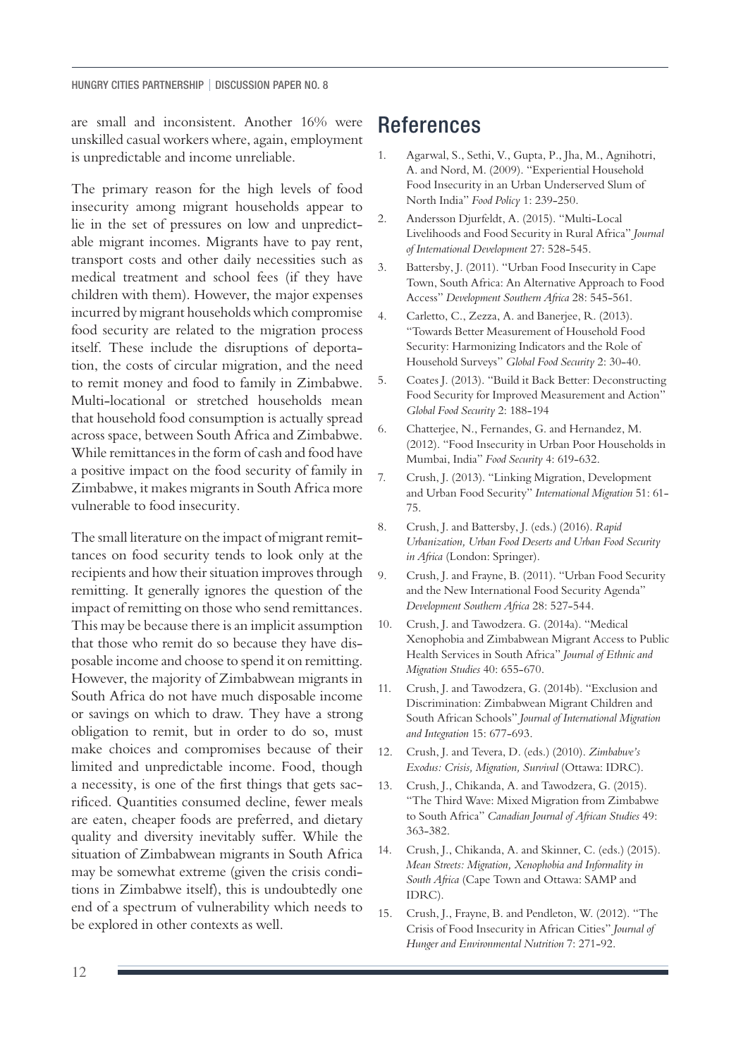are small and inconsistent. Another 16% were unskilled casual workers where, again, employment is unpredictable and income unreliable.

The primary reason for the high levels of food insecurity among migrant households appear to lie in the set of pressures on low and unpredictable migrant incomes. Migrants have to pay rent, transport costs and other daily necessities such as medical treatment and school fees (if they have children with them). However, the major expenses incurred by migrant households which compromise food security are related to the migration process itself. These include the disruptions of deportation, the costs of circular migration, and the need to remit money and food to family in Zimbabwe. Multi-locational or stretched households mean that household food consumption is actually spread across space, between South Africa and Zimbabwe. While remittances in the form of cash and food have a positive impact on the food security of family in Zimbabwe, it makes migrants in South Africa more vulnerable to food insecurity.

The small literature on the impact of migrant remittances on food security tends to look only at the recipients and how their situation improves through remitting. It generally ignores the question of the impact of remitting on those who send remittances. This may be because there is an implicit assumption that those who remit do so because they have disposable income and choose to spend it on remitting. However, the majority of Zimbabwean migrants in South Africa do not have much disposable income or savings on which to draw. They have a strong obligation to remit, but in order to do so, must make choices and compromises because of their limited and unpredictable income. Food, though a necessity, is one of the first things that gets sacrificed. Quantities consumed decline, fewer meals are eaten, cheaper foods are preferred, and dietary quality and diversity inevitably suffer. While the situation of Zimbabwean migrants in South Africa may be somewhat extreme (given the crisis conditions in Zimbabwe itself), this is undoubtedly one end of a spectrum of vulnerability which needs to be explored in other contexts as well.

# References

1. Agarwal, S., Sethi, V., Gupta, P., Jha, M., Agnihotri, A. and Nord, M. (2009). "Experiential Household Food Insecurity in an Urban Underserved Slum of North India" *Food Policy* 1: 239-250.
2. Andersson Djurfeldt, A. (2015). "Multi-Local Livelihoods and Food Security in Rural Africa" *Journal of International Development* 27: 528-545.
3. Battersby, J. (2011). "Urban Food Insecurity in Cape Town, South Africa: An Alternative Approach to Food Access" *Development Southern Africa* 28: 545-561.
4. Carletto, C., Zezza, A. and Banerjee, R. (2013). "Towards Better Measurement of Household Food Security: Harmonizing Indicators and the Role of Household Surveys" *Global Food Security* 2: 30-40.
5. Coates J. (2013). "Build it Back Better: Deconstructing Food Security for Improved Measurement and Action" *Global Food Security* 2: 188-194
6. Chatterjee, N., Fernandes, G. and Hernandez, M. (2012). "Food Insecurity in Urban Poor Households in Mumbai, India" *Food Security* 4: 619-632.
7. Crush, J. (2013). "Linking Migration, Development and Urban Food Security" *International Migration* 51: 61-75.
8. Crush, J. and Battersby, J. (eds.) (2016). *Rapid Urbanization, Urban Food Deserts and Urban Food Security in Africa* (London: Springer).
9. Crush, J. and Frayne, B. (2011). "Urban Food Security and the New International Food Security Agenda" *Development Southern Africa* 28: 527-544.
10. Crush, J. and Tawodzera. G. (2014a). "Medical Xenophobia and Zimbabwean Migrant Access to Public Health Services in South Africa" *Journal of Ethnic and Migration Studies* 40: 655-670.
11. Crush, J. and Tawodzera, G. (2014b). "Exclusion and Discrimination: Zimbabwean Migrant Children and South African Schools" *Journal of International Migration and Integration* 15: 677-693.
12. Crush, J. and Tevera, D. (eds.) (2010). *Zimbabwe's Exodus: Crisis, Migration, Survival* (Ottawa: IDRC).
13. Crush, J., Chikanda, A. and Tawodzera, G. (2015). "The Third Wave: Mixed Migration from Zimbabwe to South Africa" *Canadian Journal of African Studies* 49: 363-382.
14. Crush, J., Chikanda, A. and Skinner, C. (eds.) (2015). *Mean Streets: Migration, Xenophobia and Informality in South Africa* (Cape Town and Ottawa: SAMP and IDRC).
15. Crush, J., Frayne, B. and Pendleton, W. (2012). "The Crisis of Food Insecurity in African Cities" *Journal of Hunger and Environmental Nutrition* 7: 271-92.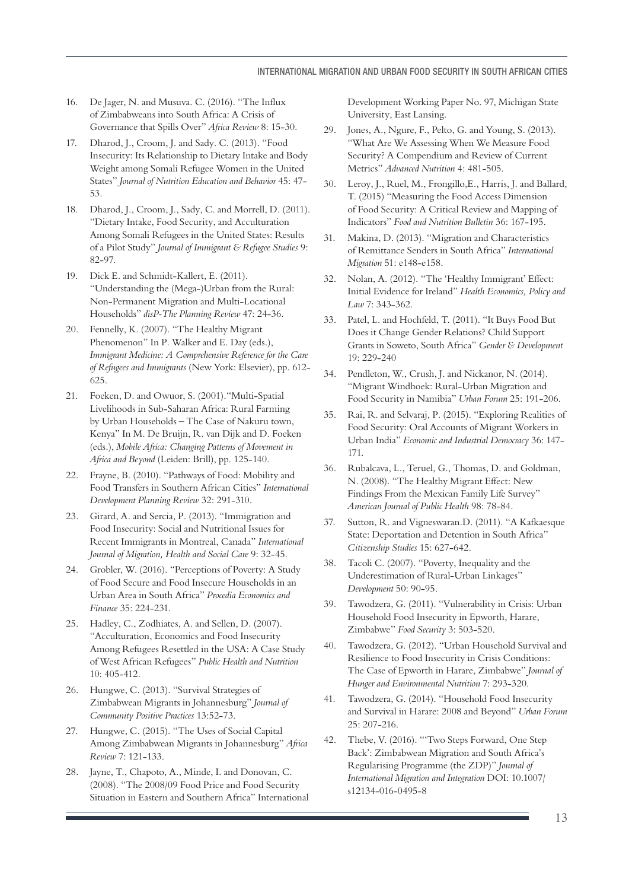16. De Jager, N. and Musuva. C. (2016). "The Influx of Zimbabweans into South Africa: A Crisis of Governance that Spills Over" *Africa Review* 8: 15-30.
17. Dharod, J., Croom, J. and Sady. C. (2013). "Food Insecurity: Its Relationship to Dietary Intake and Body Weight among Somali Refugee Women in the United States" *Journal of Nutrition Education and Behavior* 45: 47-53.
18. Dharod, J., Croom, J., Sady, C. and Morrell, D. (2011). "Dietary Intake, Food Security, and Acculturation Among Somali Refugees in the United States: Results of a Pilot Study" *Journal of Immigrant & Refugee Studies* 9: 82-97.
19. Dick E. and Schmidt-Kallert, E. (2011). "Understanding the (Mega-)Urban from the Rural: Non-Permanent Migration and Multi-Locational Households" *disP-The Planning Review* 47: 24-36.
20. Fennelly, K. (2007). "The Healthy Migrant Phenomenon" In P. Walker and E. Day (eds.), *Immigrant Medicine: A Comprehensive Reference for the Care of Refugees and Immigrants* (New York: Elsevier), pp. 612-625.
21. Foeken, D. and Owuor, S. (2001)."Multi-Spatial Livelihoods in Sub-Saharan Africa: Rural Farming by Urban Households – The Case of Nakuru town, Kenya" In M. De Bruijn, R. van Dijk and D. Foeken (eds.), *Mobile Africa: Changing Patterns of Movement in Africa and Beyond* (Leiden: Brill), pp. 125-140.
22. Frayne, B. (2010). "Pathways of Food: Mobility and Food Transfers in Southern African Cities" *International Development Planning Review* 32: 291-310.
23. Girard, A. and Sercia, P. (2013). "Immigration and Food Insecurity: Social and Nutritional Issues for Recent Immigrants in Montreal, Canada" *International Journal of Migration, Health and Social Care* 9: 32-45.
24. Grobler, W. (2016). "Perceptions of Poverty: A Study of Food Secure and Food Insecure Households in an Urban Area in South Africa" *Procedia Economics and Finance* 35: 224-231.
25. Hadley, C., Zodhiates, A. and Sellen, D. (2007). "Acculturation, Economics and Food Insecurity Among Refugees Resettled in the USA: A Case Study of West African Refugees" *Public Health and Nutrition* 10: 405-412.
26. Hungwe, C. (2013). "Survival Strategies of Zimbabwean Migrants in Johannesburg" *Journal of Community Positive Practices* 13:52-73.
27. Hungwe, C. (2015). "The Uses of Social Capital Among Zimbabwean Migrants in Johannesburg" *Africa Review* 7: 121-133.
28. Jayne, T., Chapoto, A., Minde, I. and Donovan, C. (2008). "The 2008/09 Food Price and Food Security Situation in Eastern and Southern Africa" International Development Working Paper No. 97, Michigan State University, East Lansing.
29. Jones, A., Ngure, F., Pelto, G. and Young, S. (2013). "What Are We Assessing When We Measure Food Security? A Compendium and Review of Current Metrics" *Advanced Nutrition* 4: 481-505.
30. Leroy, J., Ruel, M., Frongillo,E., Harris, J. and Ballard, T. (2015) "Measuring the Food Access Dimension of Food Security: A Critical Review and Mapping of Indicators" *Food and Nutrition Bulletin* 36: 167-195.
31. Makina, D. (2013). "Migration and Characteristics of Remittance Senders in South Africa" *International Migration* 51: e148-e158.
32. Nolan, A. (2012). "The 'Healthy Immigrant' Effect: Initial Evidence for Ireland" *Health Economics, Policy and Law* 7: 343-362.
33. Patel, L. and Hochfeld, T. (2011). "It Buys Food But Does it Change Gender Relations? Child Support Grants in Soweto, South Africa" *Gender & Development* 19: 229-240
34. Pendleton, W., Crush, J. and Nickanor, N. (2014). "Migrant Windhoek: Rural-Urban Migration and Food Security in Namibia" *Urban Forum* 25: 191-206.
35. Rai, R. and Selvaraj, P. (2015). "Exploring Realities of Food Security: Oral Accounts of Migrant Workers in Urban India" *Economic and Industrial Democracy* 36: 147-171.
36. Rubalcava, L., Teruel, G., Thomas, D. and Goldman, N. (2008). "The Healthy Migrant Effect: New Findings From the Mexican Family Life Survey" *American Journal of Public Health* 98: 78-84.
37. Sutton, R. and Vigneswaran.D. (2011). "A Kafkaesque State: Deportation and Detention in South Africa" *Citizenship Studies* 15: 627-642.
38. Tacoli C. (2007). "Poverty, Inequality and the Underestimation of Rural-Urban Linkages" *Development* 50: 90-95.
39. Tawodzera, G. (2011). "Vulnerability in Crisis: Urban Household Food Insecurity in Epworth, Harare, Zimbabwe" *Food Security* 3: 503-520.
40. Tawodzera, G. (2012). "Urban Household Survival and Resilience to Food Insecurity in Crisis Conditions: The Case of Epworth in Harare, Zimbabwe" *Journal of Hunger and Environmental Nutrition* 7: 293-320.
41. Tawodzera, G. (2014). "Household Food Insecurity and Survival in Harare: 2008 and Beyond" *Urban Forum* 25: 207-216.
42. Thebe, V. (2016). "'Two Steps Forward, One Step Back': Zimbabwean Migration and South Africa's Regularising Programme (the ZDP)" *Journal of International Migration and Integration* DOI: 10.1007/s12134-016-0495-8